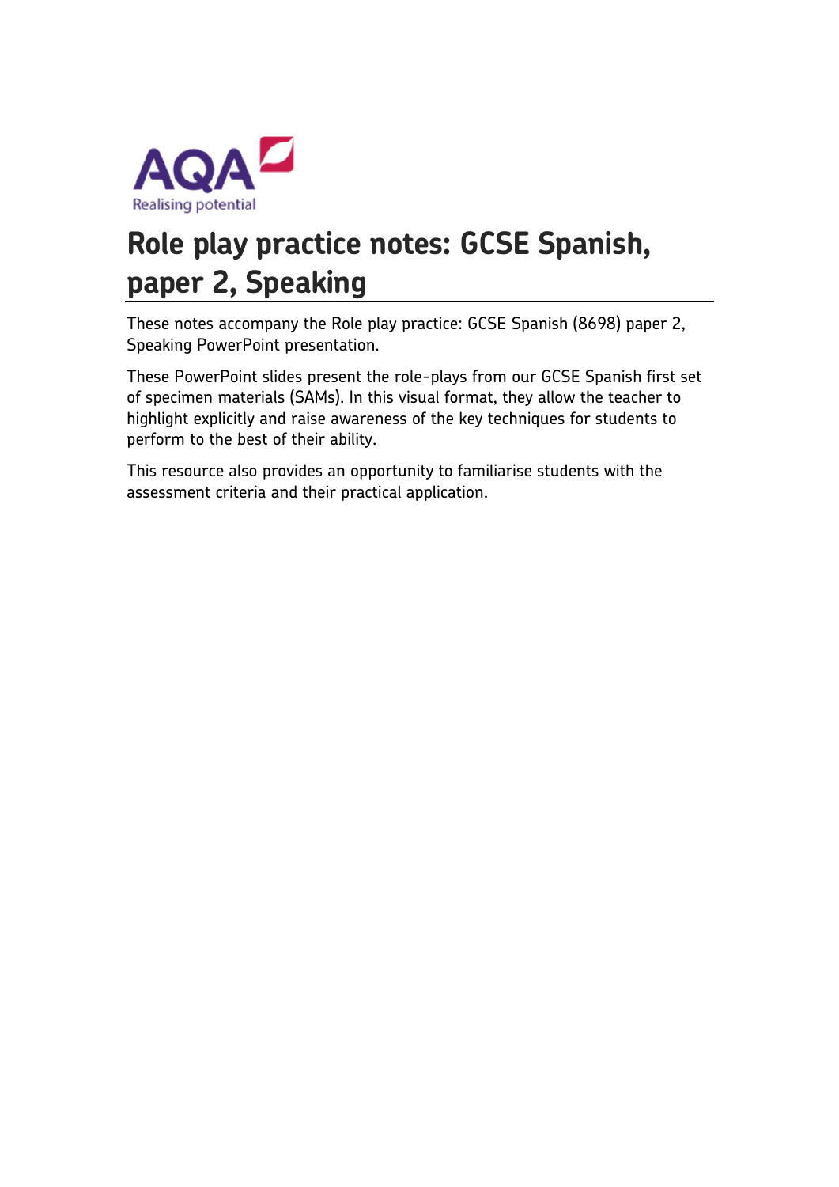# Role play practice notes: GCSE Spanish, paper 2, Speaking

These notes accompany the Role play practice: GCSE Spanish (8698) paper 2, Speaking PowerPoint presentation.

These PowerPoint slides present the role-plays from our GCSE Spanish first set of specimen materials (SAMs). In this visual format, they allow the teacher to highlight explicitly and raise awareness of the key techniques for students to perform to the best of their ability.

This resource also provides an opportunity to familiarise students with the assessment criteria and their practical application.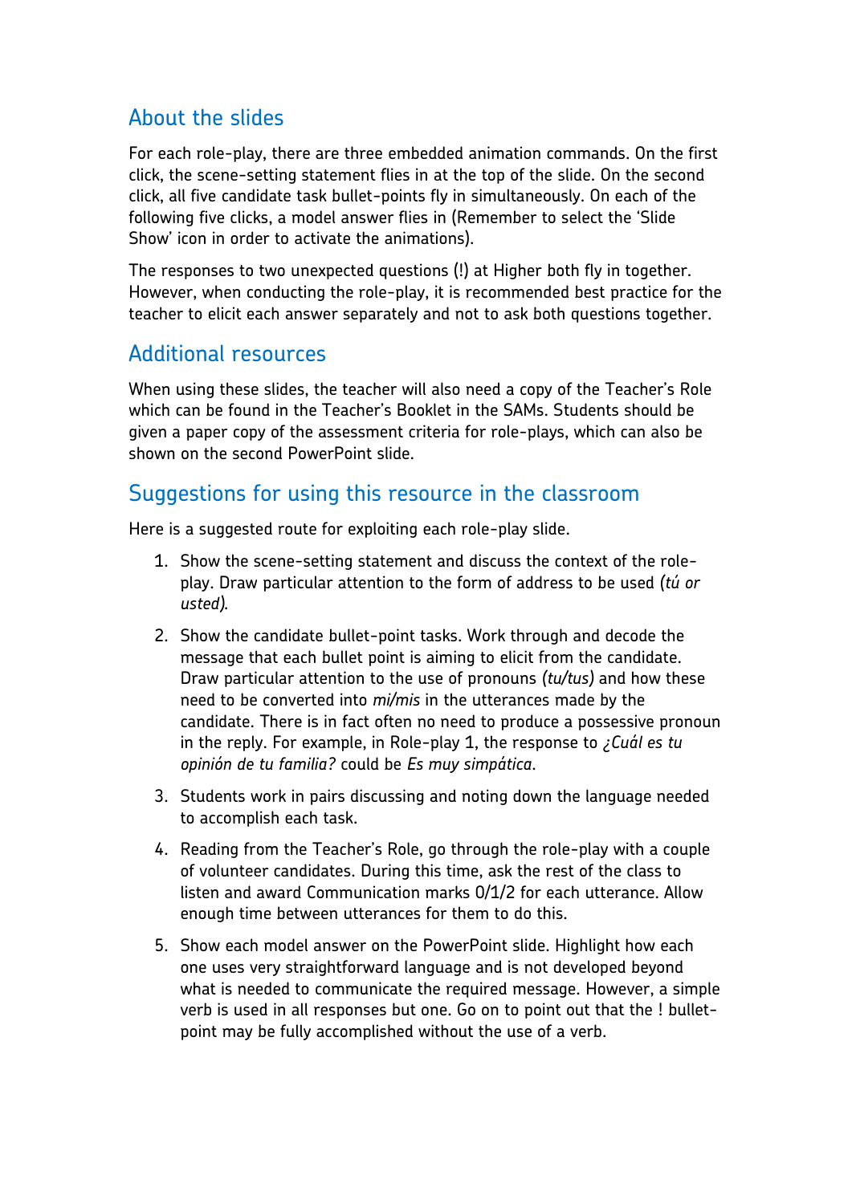## About the slides

For each role-play, there are three embedded animation commands. On the first click, the scene-setting statement flies in at the top of the slide. On the second click, all five candidate task bullet-points fly in simultaneously. On each of the following five clicks, a model answer flies in (Remember to select the 'Slide Show' icon in order to activate the animations).

The responses to two unexpected questions (!) at Higher both fly in together. However, when conducting the role-play, it is recommended best practice for the teacher to elicit each answer separately and not to ask both questions together.

## Additional resources

When using these slides, the teacher will also need a copy of the Teacher's Role which can be found in the Teacher's Booklet in the SAMs. Students should be given a paper copy of the assessment criteria for role-plays, which can also be shown on the second PowerPoint slide.

## Suggestions for using this resource in the classroom

Here is a suggested route for exploiting each role-play slide.

1. Show the scene-setting statement and discuss the context of the role-play. Draw particular attention to the form of address to be used *(tú or usted)*.
2. Show the candidate bullet-point tasks. Work through and decode the message that each bullet point is aiming to elicit from the candidate. Draw particular attention to the use of pronouns *(tu/tus)* and how these need to be converted into *mi/mis* in the utterances made by the candidate. There is in fact often no need to produce a possessive pronoun in the reply. For example, in Role-play 1, the response to *¿Cuál es tu opinión de tu familia?* could be *Es muy simpática*.
3. Students work in pairs discussing and noting down the language needed to accomplish each task.
4. Reading from the Teacher's Role, go through the role-play with a couple of volunteer candidates. During this time, ask the rest of the class to listen and award Communication marks 0/1/2 for each utterance. Allow enough time between utterances for them to do this.
5. Show each model answer on the PowerPoint slide. Highlight how each one uses very straightforward language and is not developed beyond what is needed to communicate the required message. However, a simple verb is used in all responses but one. Go on to point out that the ! bullet-point may be fully accomplished without the use of a verb.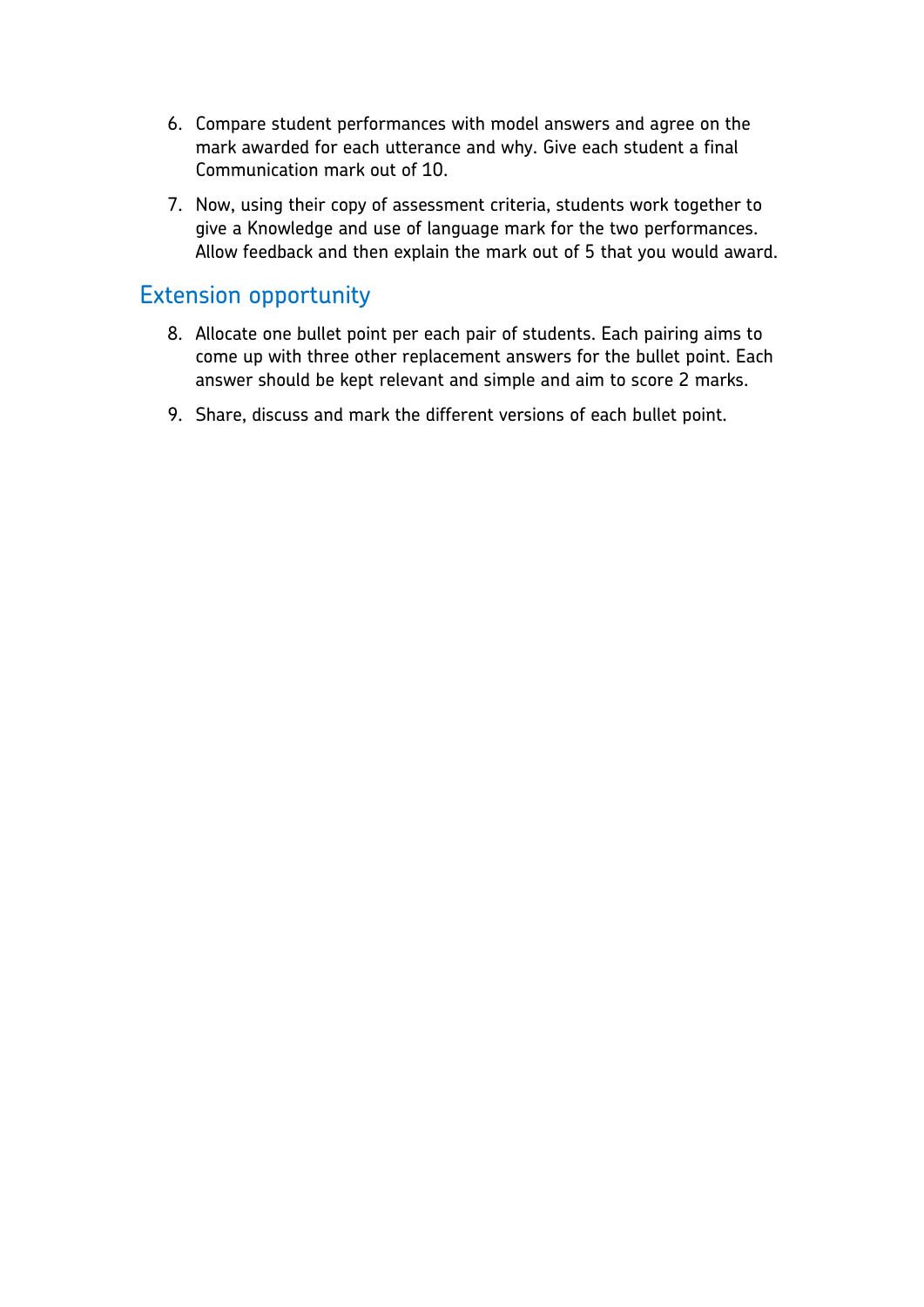6. Compare student performances with model answers and agree on the mark awarded for each utterance and why. Give each student a final Communication mark out of 10.
7. Now, using their copy of assessment criteria, students work together to give a Knowledge and use of language mark for the two performances. Allow feedback and then explain the mark out of 5 that you would award.

## Extension opportunity

8. Allocate one bullet point per each pair of students. Each pairing aims to come up with three other replacement answers for the bullet point. Each answer should be kept relevant and simple and aim to score 2 marks.
9. Share, discuss and mark the different versions of each bullet point.